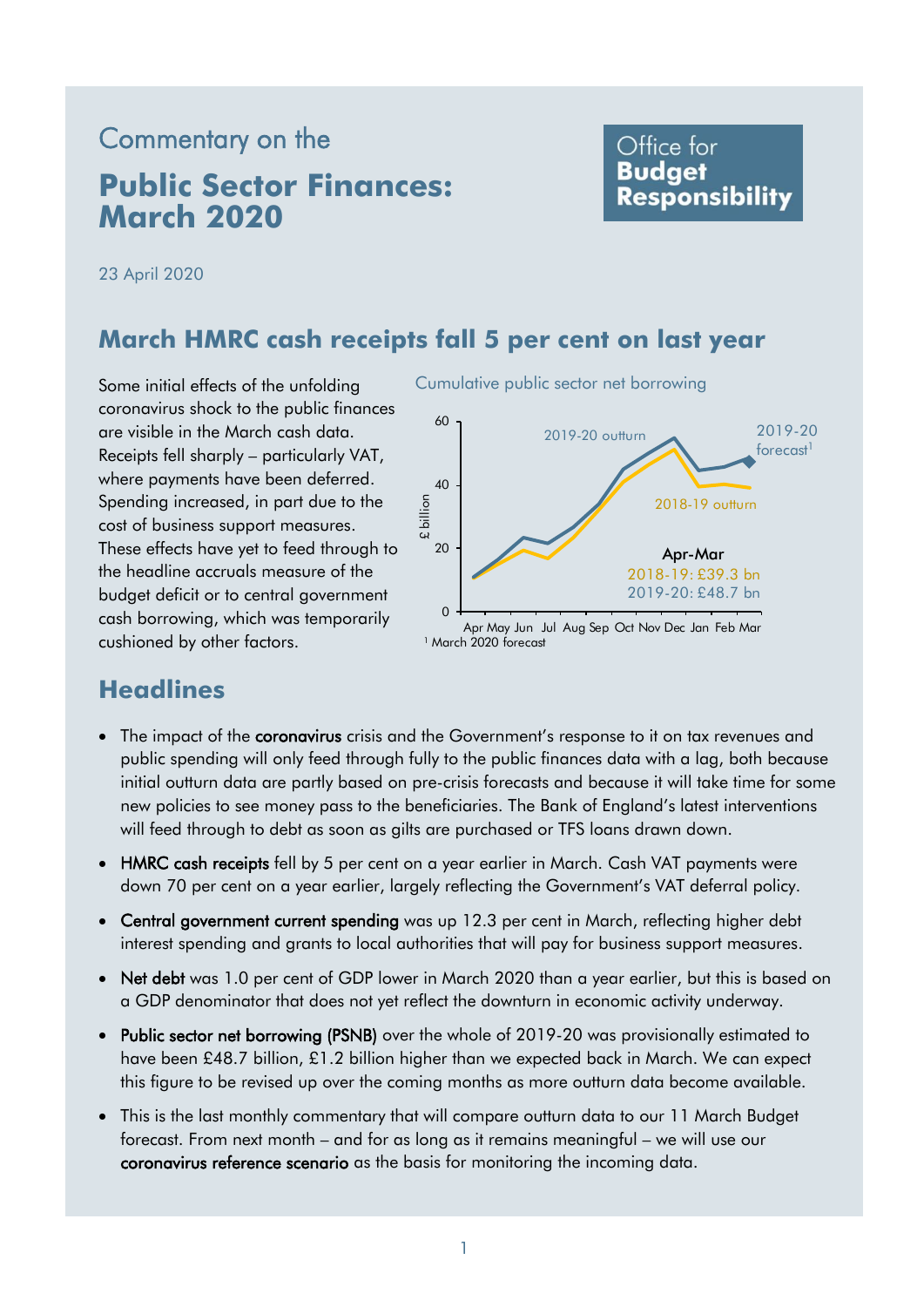Commentary on the

# Public Sector Finances: March 2020

Office for **Budget Responsibility**

23 April 2020

## March HMRC cash receipts fall 5 per cent on last year

Some initial effects of the unfolding coronavirus shock to the public finances are visible in the March cash data. Receipts fell sharply – particularly VAT, where payments have been deferred. Spending increased, in part due to the cost of business support measures. These effects have yet to feed through to the headline accruals measure of the budget deficit or to central government cash borrowing, which was temporarily cushioned by other factors.

Cumulative public sector net borrowing

60
40
20
0
£ billion
2019-20 outturn
2019-20 forecast[1]
2018-19 outturn
Apr-Mar
2018-19: £39.3 bn
2019-20: £48.7 bn
Apr May Jun Jul Aug Sep Oct Nov Dec Jan Feb Mar

[1] March 2020 forecast

## Headlines

- The impact of the **coronavirus** crisis and the Government's response to it on tax revenues and public spending will only feed through fully to the public finances data with a lag, both because initial outturn data are partly based on pre-crisis forecasts and because it will take time for some new policies to see money pass to the beneficiaries. The Bank of England's latest interventions will feed through to debt as soon as gilts are purchased or TFS loans drawn down.
- **HMRC cash receipts** fell by 5 per cent on a year earlier in March. Cash VAT payments were down 70 per cent on a year earlier, largely reflecting the Government's VAT deferral policy.
- **Central government current spending** was up 12.3 per cent in March, reflecting higher debt interest spending and grants to local authorities that will pay for business support measures.
- **Net debt** was 1.0 per cent of GDP lower in March 2020 than a year earlier, but this is based on a GDP denominator that does not yet reflect the downturn in economic activity underway.
- **Public sector net borrowing (PSNB)** over the whole of 2019-20 was provisionally estimated to have been £48.7 billion, £1.2 billion higher than we expected back in March. We can expect this figure to be revised up over the coming months as more outturn data become available.
- This is the last monthly commentary that will compare outturn data to our 11 March Budget forecast. From next month – and for as long as it remains meaningful – we will use our **coronavirus reference scenario** as the basis for monitoring the incoming data.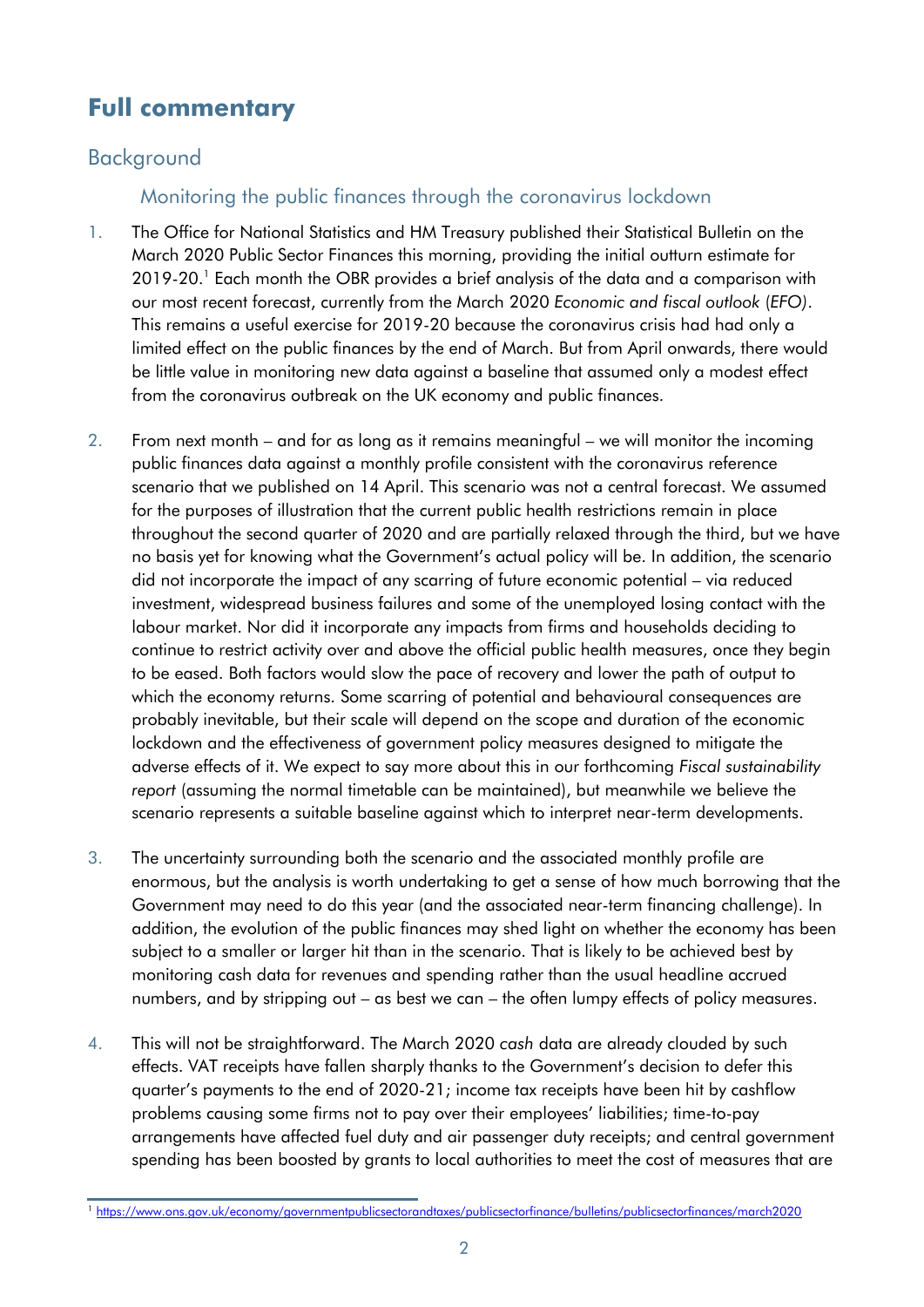# Full commentary

## Background

### Monitoring the public finances through the coronavirus lockdown

1. The Office for National Statistics and HM Treasury published their Statistical Bulletin on the March 2020 Public Sector Finances this morning, providing the initial outturn estimate for 2019-20.[1] Each month the OBR provides a brief analysis of the data and a comparison with our most recent forecast, currently from the March 2020 *Economic and fiscal outlook* (*EFO*). This remains a useful exercise for 2019-20 because the coronavirus crisis had had only a limited effect on the public finances by the end of March. But from April onwards, there would be little value in monitoring new data against a baseline that assumed only a modest effect from the coronavirus outbreak on the UK economy and public finances.

2. From next month – and for as long as it remains meaningful – we will monitor the incoming public finances data against a monthly profile consistent with the coronavirus reference scenario that we published on 14 April. This scenario was not a central forecast. We assumed for the purposes of illustration that the current public health restrictions remain in place throughout the second quarter of 2020 and are partially relaxed through the third, but we have no basis yet for knowing what the Government's actual policy will be. In addition, the scenario did not incorporate the impact of any scarring of future economic potential – via reduced investment, widespread business failures and some of the unemployed losing contact with the labour market. Nor did it incorporate any impacts from firms and households deciding to continue to restrict activity over and above the official public health measures, once they begin to be eased. Both factors would slow the pace of recovery and lower the path of output to which the economy returns. Some scarring of potential and behavioural consequences are probably inevitable, but their scale will depend on the scope and duration of the economic lockdown and the effectiveness of government policy measures designed to mitigate the adverse effects of it. We expect to say more about this in our forthcoming *Fiscal sustainability report* (assuming the normal timetable can be maintained), but meanwhile we believe the scenario represents a suitable baseline against which to interpret near-term developments.

3. The uncertainty surrounding both the scenario and the associated monthly profile are enormous, but the analysis is worth undertaking to get a sense of how much borrowing that the Government may need to do this year (and the associated near-term financing challenge). In addition, the evolution of the public finances may shed light on whether the economy has been subject to a smaller or larger hit than in the scenario. That is likely to be achieved best by monitoring cash data for revenues and spending rather than the usual headline accrued numbers, and by stripping out – as best we can – the often lumpy effects of policy measures.

4. This will not be straightforward. The March 2020 *cash* data are already clouded by such effects. VAT receipts have fallen sharply thanks to the Government's decision to defer this quarter's payments to the end of 2020-21; income tax receipts have been hit by cashflow problems causing some firms not to pay over their employees' liabilities; time-to-pay arrangements have affected fuel duty and air passenger duty receipts; and central government spending has been boosted by grants to local authorities to meet the cost of measures that are

[1] https://www.ons.gov.uk/economy/governmentpublicsectorandtaxes/publicsectorfinance/bulletins/publicsectorfinances/march2020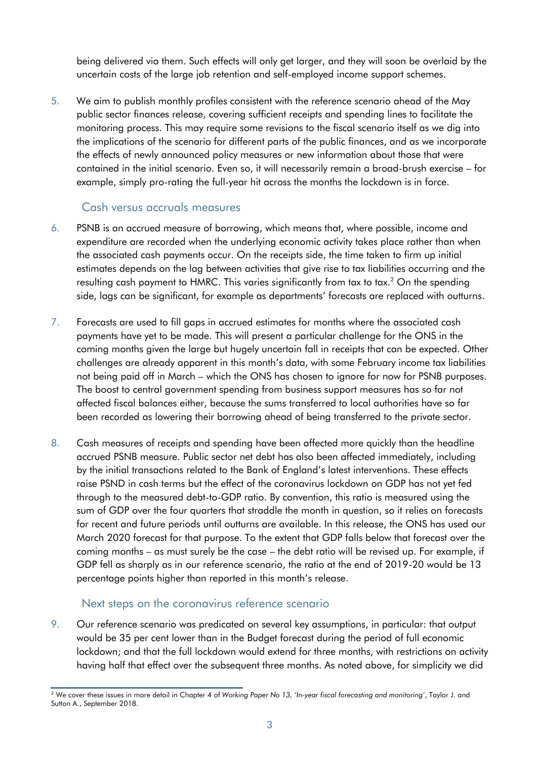being delivered via them. Such effects will only get larger, and they will soon be overlaid by the uncertain costs of the large job retention and self-employed income support schemes.

5. We aim to publish monthly profiles consistent with the reference scenario ahead of the May public sector finances release, covering sufficient receipts and spending lines to facilitate the monitoring process. This may require some revisions to the fiscal scenario itself as we dig into the implications of the scenario for different parts of the public finances, and as we incorporate the effects of newly announced policy measures or new information about those that were contained in the initial scenario. Even so, it will necessarily remain a broad-brush exercise – for example, simply pro-rating the full-year hit across the months the lockdown is in force.

## Cash versus accruals measures

6. PSNB is an accrued measure of borrowing, which means that, where possible, income and expenditure are recorded when the underlying economic activity takes place rather than when the associated cash payments occur. On the receipts side, the time taken to firm up initial estimates depends on the lag between activities that give rise to tax liabilities occurring and the resulting cash payment to HMRC. This varies significantly from tax to tax.[2] On the spending side, lags can be significant, for example as departments' forecasts are replaced with outturns.

7. Forecasts are used to fill gaps in accrued estimates for months where the associated cash payments have yet to be made. This will present a particular challenge for the ONS in the coming months given the large but hugely uncertain fall in receipts that can be expected. Other challenges are already apparent in this month's data, with some February income tax liabilities not being paid off in March – which the ONS has chosen to ignore for now for PSNB purposes. The boost to central government spending from business support measures has so far not affected fiscal balances either, because the sums transferred to local authorities have so far been recorded as lowering their borrowing ahead of being transferred to the private sector.

8. Cash measures of receipts and spending have been affected more quickly than the headline accrued PSNB measure. Public sector net debt has also been affected immediately, including by the initial transactions related to the Bank of England's latest interventions. These effects raise PSND in cash terms but the effect of the coronavirus lockdown on GDP has not yet fed through to the measured debt-to-GDP ratio. By convention, this ratio is measured using the sum of GDP over the four quarters that straddle the month in question, so it relies on forecasts for recent and future periods until outturns are available. In this release, the ONS has used our March 2020 forecast for that purpose. To the extent that GDP falls below that forecast over the coming months – as must surely be the case – the debt ratio will be revised up. For example, if GDP fell as sharply as in our reference scenario, the ratio at the end of 2019-20 would be 13 percentage points higher than reported in this month's release.

## Next steps on the coronavirus reference scenario

9. Our reference scenario was predicated on several key assumptions, in particular: that output would be 35 per cent lower than in the Budget forecast during the period of full economic lockdown; and that the full lockdown would extend for three months, with restrictions on activity having half that effect over the subsequent three months. As noted above, for simplicity we did

---

[2] We cover these issues in more detail in Chapter 4 of *Working Paper No 13, 'In-year fiscal forecasting and monitoring'*, Taylor J. and Sutton A., September 2018.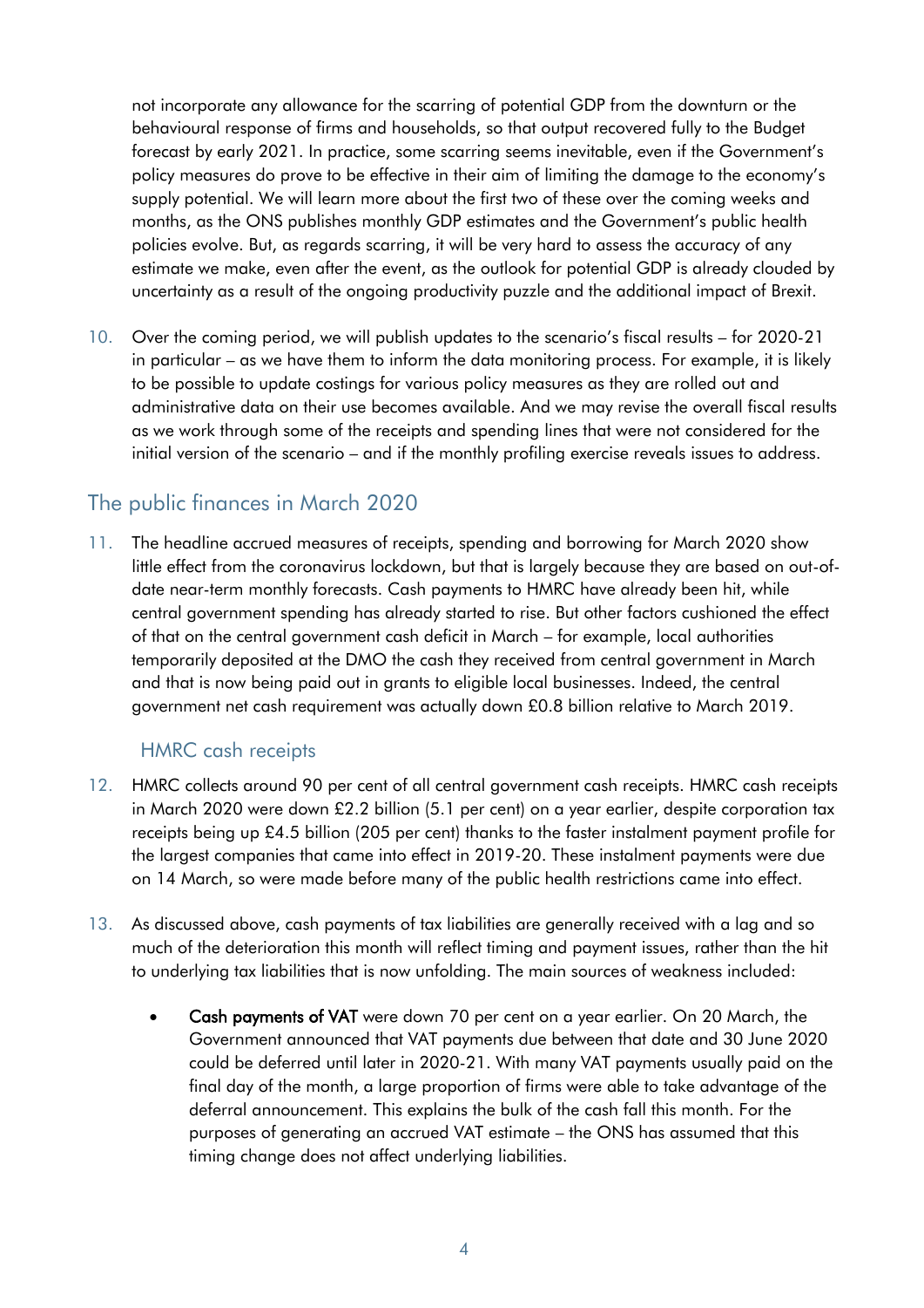not incorporate any allowance for the scarring of potential GDP from the downturn or the behavioural response of firms and households, so that output recovered fully to the Budget forecast by early 2021. In practice, some scarring seems inevitable, even if the Government's policy measures do prove to be effective in their aim of limiting the damage to the economy's supply potential. We will learn more about the first two of these over the coming weeks and months, as the ONS publishes monthly GDP estimates and the Government's public health policies evolve. But, as regards scarring, it will be very hard to assess the accuracy of any estimate we make, even after the event, as the outlook for potential GDP is already clouded by uncertainty as a result of the ongoing productivity puzzle and the additional impact of Brexit.

10. Over the coming period, we will publish updates to the scenario's fiscal results – for 2020-21 in particular – as we have them to inform the data monitoring process. For example, it is likely to be possible to update costings for various policy measures as they are rolled out and administrative data on their use becomes available. And we may revise the overall fiscal results as we work through some of the receipts and spending lines that were not considered for the initial version of the scenario – and if the monthly profiling exercise reveals issues to address.

## The public finances in March 2020

11. The headline accrued measures of receipts, spending and borrowing for March 2020 show little effect from the coronavirus lockdown, but that is largely because they are based on out-of-date near-term monthly forecasts. Cash payments to HMRC have already been hit, while central government spending has already started to rise. But other factors cushioned the effect of that on the central government cash deficit in March – for example, local authorities temporarily deposited at the DMO the cash they received from central government in March and that is now being paid out in grants to eligible local businesses. Indeed, the central government net cash requirement was actually down £0.8 billion relative to March 2019.

### HMRC cash receipts

12. HMRC collects around 90 per cent of all central government cash receipts. HMRC cash receipts in March 2020 were down £2.2 billion (5.1 per cent) on a year earlier, despite corporation tax receipts being up £4.5 billion (205 per cent) thanks to the faster instalment payment profile for the largest companies that came into effect in 2019-20. These instalment payments were due on 14 March, so were made before many of the public health restrictions came into effect.

13. As discussed above, cash payments of tax liabilities are generally received with a lag and so much of the deterioration this month will reflect timing and payment issues, rather than the hit to underlying tax liabilities that is now unfolding. The main sources of weakness included:

- **Cash payments of VAT** were down 70 per cent on a year earlier. On 20 March, the Government announced that VAT payments due between that date and 30 June 2020 could be deferred until later in 2020-21. With many VAT payments usually paid on the final day of the month, a large proportion of firms were able to take advantage of the deferral announcement. This explains the bulk of the cash fall this month. For the purposes of generating an accrued VAT estimate – the ONS has assumed that this timing change does not affect underlying liabilities.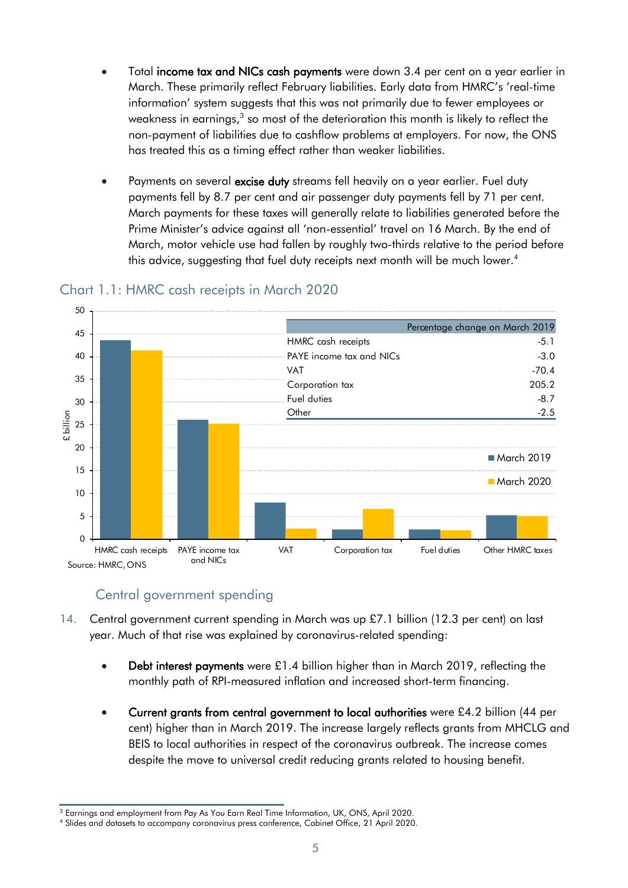- Total **income tax and NICs cash payments** were down 3.4 per cent on a year earlier in March. These primarily reflect February liabilities. Early data from HMRC's 'real-time information' system suggests that this was not primarily due to fewer employees or weakness in earnings,[3] so most of the deterioration this month is likely to reflect the non-payment of liabilities due to cashflow problems at employers. For now, the ONS has treated this as a timing effect rather than weaker liabilities.

- Payments on several **excise duty** streams fell heavily on a year earlier. Fuel duty payments fell by 8.7 per cent and air passenger duty payments fell by 71 per cent. March payments for these taxes will generally relate to liabilities generated before the Prime Minister's advice against all 'non-essential' travel on 16 March. By the end of March, motor vehicle use had fallen by roughly two-thirds relative to the period before this advice, suggesting that fuel duty receipts next month will be much lower.[4]

### Chart 1.1: HMRC cash receipts in March 2020

£ billion
50
45
40
35
30
25
20
15
10
5
0

| | Percentage change on March 2019 |
|---|---|
| HMRC cash receipts | -5.1 |
| PAYE income tax and NICs | -3.0 |
| VAT | -70.4 |
| Corporation tax | 205.2 |
| Fuel duties | -8.7 |
| Other | -2.5 |

March 2019
March 2020

HMRC cash receipts
PAYE income tax and NICs
VAT
Corporation tax
Fuel duties
Other HMRC taxes

Source: HMRC, ONS

### Central government spending

14. Central government current spending in March was up £7.1 billion (12.3 per cent) on last year. Much of that rise was explained by coronavirus-related spending:

- **Debt interest payments** were £1.4 billion higher than in March 2019, reflecting the monthly path of RPI-measured inflation and increased short-term financing.

- **Current grants from central government to local authorities** were £4.2 billion (44 per cent) higher than in March 2019. The increase largely reflects grants from MHCLG and BEIS to local authorities in respect of the coronavirus outbreak. The increase comes despite the move to universal credit reducing grants related to housing benefit.

---

[3] Earnings and employment from Pay As You Earn Real Time Information, UK, ONS, April 2020.
[4] Slides and datasets to accompany coronavirus press conference, Cabinet Office, 21 April 2020.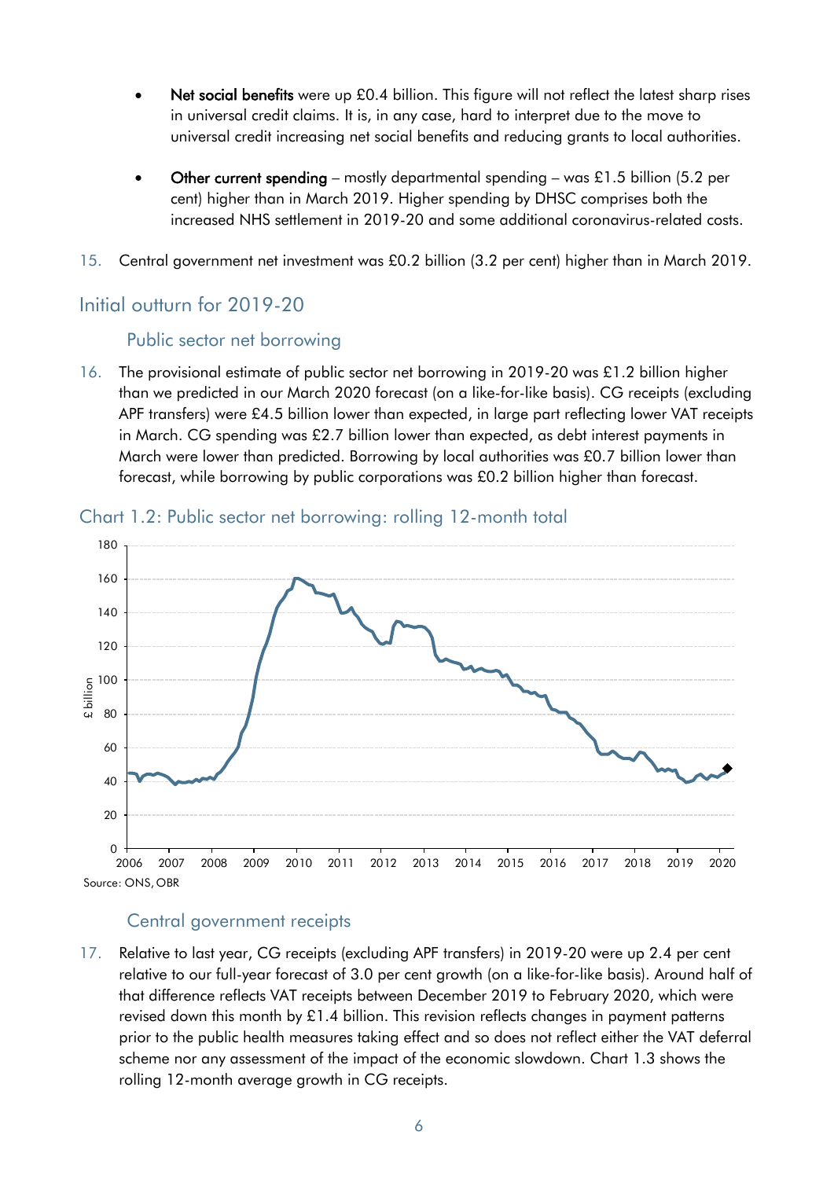- **Net social benefits** were up £0.4 billion. This figure will not reflect the latest sharp rises in universal credit claims. It is, in any case, hard to interpret due to the move to universal credit increasing net social benefits and reducing grants to local authorities.

- **Other current spending** – mostly departmental spending – was £1.5 billion (5.2 per cent) higher than in March 2019. Higher spending by DHSC comprises both the increased NHS settlement in 2019-20 and some additional coronavirus-related costs.

15. Central government net investment was £0.2 billion (3.2 per cent) higher than in March 2019.

## Initial outturn for 2019-20

### Public sector net borrowing

16. The provisional estimate of public sector net borrowing in 2019-20 was £1.2 billion higher than we predicted in our March 2020 forecast (on a like-for-like basis). CG receipts (excluding APF transfers) were £4.5 billion lower than expected, in large part reflecting lower VAT receipts in March. CG spending was £2.7 billion lower than expected, as debt interest payments in March were lower than predicted. Borrowing by local authorities was £0.7 billion lower than forecast, while borrowing by public corporations was £0.2 billion higher than forecast.

Chart 1.2: Public sector net borrowing: rolling 12-month total

Source: ONS, OBR

### Central government receipts

17. Relative to last year, CG receipts (excluding APF transfers) in 2019-20 were up 2.4 per cent relative to our full-year forecast of 3.0 per cent growth (on a like-for-like basis). Around half of that difference reflects VAT receipts between December 2019 to February 2020, which were revised down this month by £1.4 billion. This revision reflects changes in payment patterns prior to the public health measures taking effect and so does not reflect either the VAT deferral scheme nor any assessment of the impact of the economic slowdown. Chart 1.3 shows the rolling 12-month average growth in CG receipts.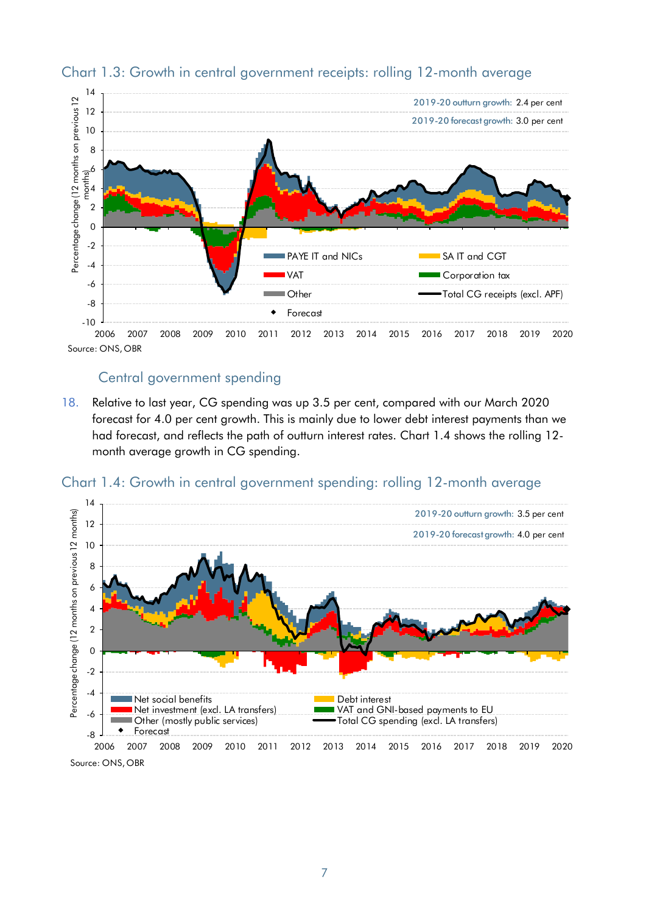Chart 1.3: Growth in central government receipts: rolling 12-month average

Source: ONS, OBR

### Central government spending

18. Relative to last year, CG spending was up 3.5 per cent, compared with our March 2020 forecast for 4.0 per cent growth. This is mainly due to lower debt interest payments than we had forecast, and reflects the path of outturn interest rates. Chart 1.4 shows the rolling 12-month average growth in CG spending.

Chart 1.4: Growth in central government spending: rolling 12-month average

Source: ONS, OBR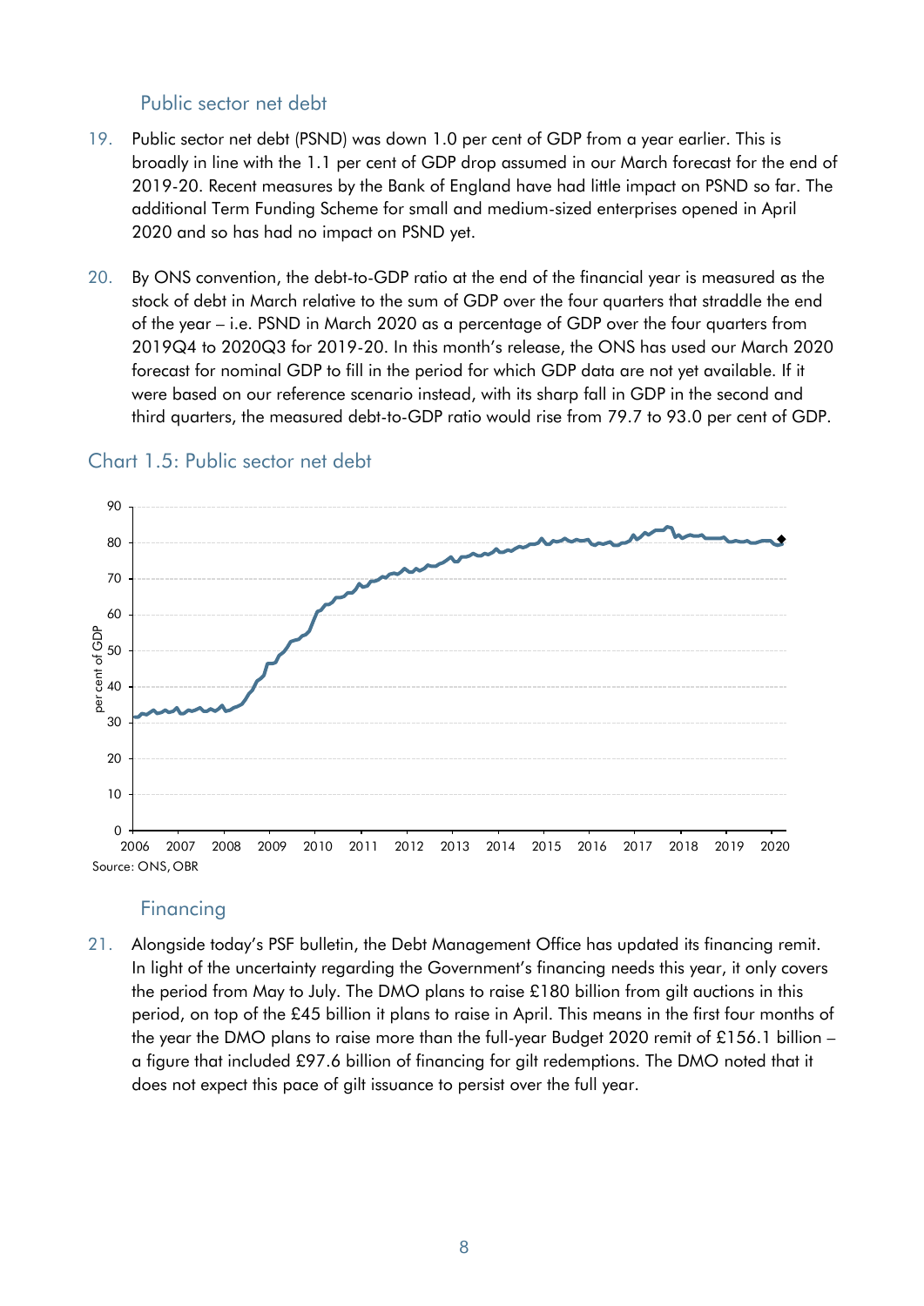## Public sector net debt

19. Public sector net debt (PSND) was down 1.0 per cent of GDP from a year earlier. This is broadly in line with the 1.1 per cent of GDP drop assumed in our March forecast for the end of 2019-20. Recent measures by the Bank of England have had little impact on PSND so far. The additional Term Funding Scheme for small and medium-sized enterprises opened in April 2020 and so has had no impact on PSND yet.

20. By ONS convention, the debt-to-GDP ratio at the end of the financial year is measured as the stock of debt in March relative to the sum of GDP over the four quarters that straddle the end of the year – i.e. PSND in March 2020 as a percentage of GDP over the four quarters from 2019Q4 to 2020Q3 for 2019-20. In this month's release, the ONS has used our March 2020 forecast for nominal GDP to fill in the period for which GDP data are not yet available. If it were based on our reference scenario instead, with its sharp fall in GDP in the second and third quarters, the measured debt-to-GDP ratio would rise from 79.7 to 93.0 per cent of GDP.

### Chart 1.5: Public sector net debt

per cent of GDP

0
10
20
30
40
50
60
70
80
90

2006 2007 2008 2009 2010 2011 2012 2013 2014 2015 2016 2017 2018 2019 2020

Source: ONS, OBR

## Financing

21. Alongside today's PSF bulletin, the Debt Management Office has updated its financing remit. In light of the uncertainty regarding the Government's financing needs this year, it only covers the period from May to July. The DMO plans to raise £180 billion from gilt auctions in this period, on top of the £45 billion it plans to raise in April. This means in the first four months of the year the DMO plans to raise more than the full-year Budget 2020 remit of £156.1 billion – a figure that included £97.6 billion of financing for gilt redemptions. The DMO noted that it does not expect this pace of gilt issuance to persist over the full year.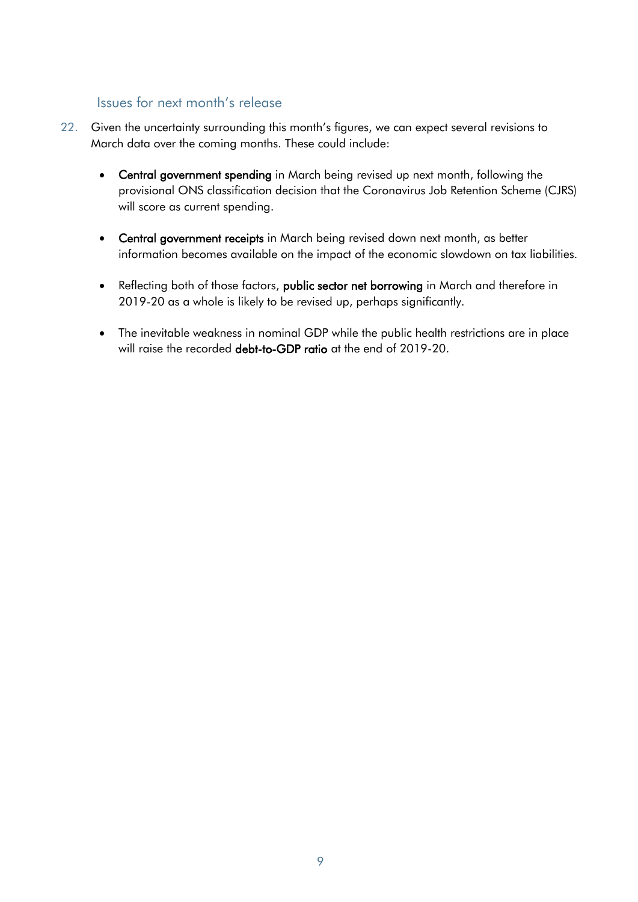## Issues for next month's release

22. Given the uncertainty surrounding this month's figures, we can expect several revisions to March data over the coming months. These could include:

    - **Central government spending** in March being revised up next month, following the provisional ONS classification decision that the Coronavirus Job Retention Scheme (CJRS) will score as current spending.

    - **Central government receipts** in March being revised down next month, as better information becomes available on the impact of the economic slowdown on tax liabilities.

    - Reflecting both of those factors, **public sector net borrowing** in March and therefore in 2019-20 as a whole is likely to be revised up, perhaps significantly.

    - The inevitable weakness in nominal GDP while the public health restrictions are in place will raise the recorded **debt-to-GDP ratio** at the end of 2019-20.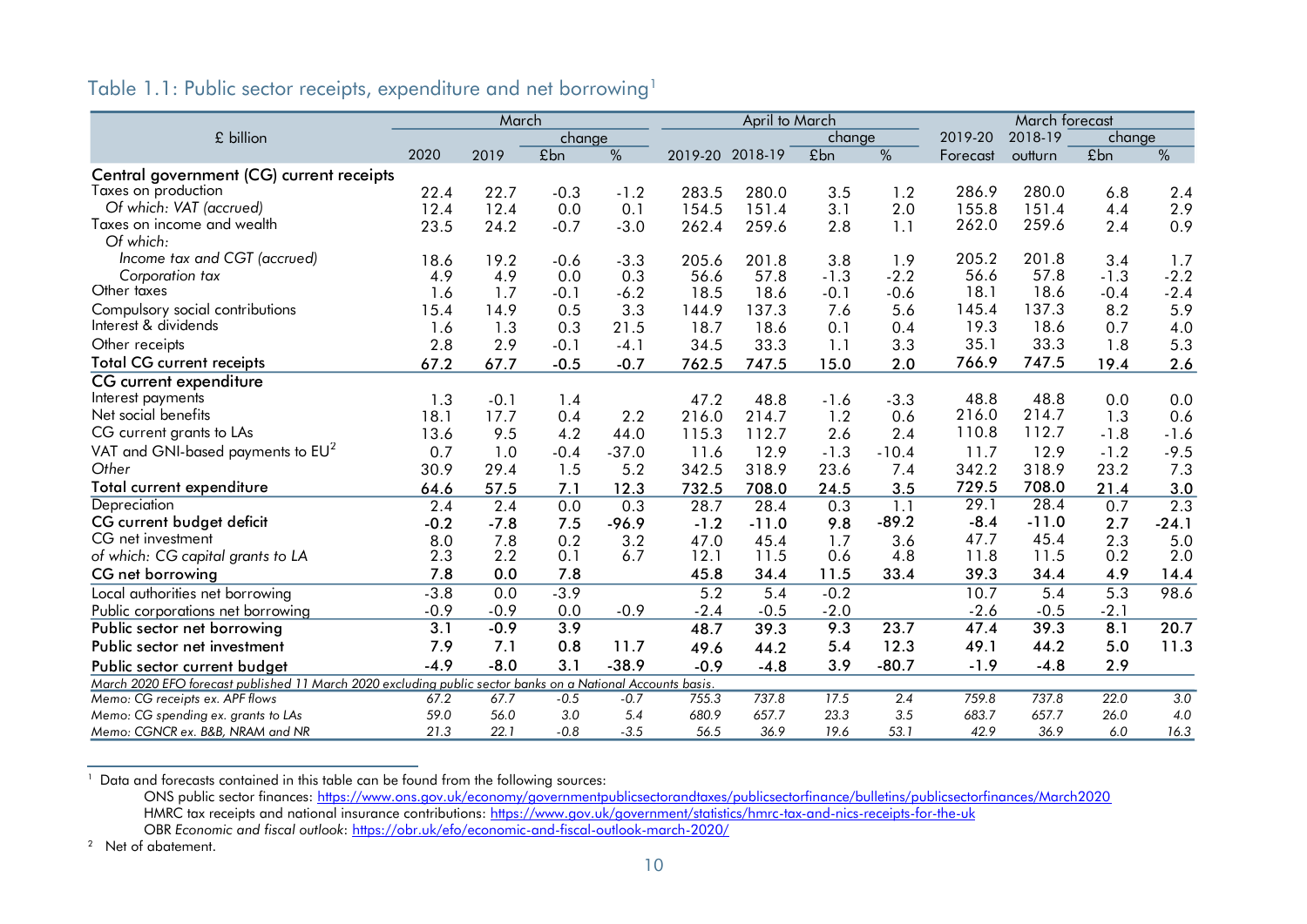## Table 1.1: Public sector receipts, expenditure and net borrowing[1]

| £ billion | March | | | | April to March | | | | March forecast | | | |
|---|---|---|---|---|---|---|---|---|---|---|---|---|
| | | | change | | | | change | | 2019-20 | 2018-19 | change | |
| | 2020 | 2019 | £bn | % | 2019-20 | 2018-19 | £bn | % | Forecast | outturn | £bn | % |
| **Central government (CG) current receipts** | | | | | | | | | | | | |
| Taxes on production | 22.4 | 22.7 | -0.3 | -1.2 | 283.5 | 280.0 | 3.5 | 1.2 | 286.9 | 280.0 | 6.8 | 2.4 |
| *Of which: VAT (accrued)* | 12.4 | 12.4 | 0.0 | 0.1 | 154.5 | 151.4 | 3.1 | 2.0 | 155.8 | 151.4 | 4.4 | 2.9 |
| Taxes on income and wealth | 23.5 | 24.2 | -0.7 | -3.0 | 262.4 | 259.6 | 2.8 | 1.1 | 262.0 | 259.6 | 2.4 | 0.9 |
| *Of which:* | | | | | | | | | | | | |
| *Income tax and CGT (accrued)* | 18.6 | 19.2 | -0.6 | -3.3 | 205.6 | 201.8 | 3.8 | 1.9 | 205.2 | 201.8 | 3.4 | 1.7 |
| *Corporation tax* | 4.9 | 4.9 | 0.0 | 0.3 | 56.6 | 57.8 | -1.3 | -2.2 | 56.6 | 57.8 | -1.3 | -2.2 |
| Other taxes | 1.6 | 1.7 | -0.1 | -6.2 | 18.5 | 18.6 | -0.1 | -0.6 | 18.1 | 18.6 | -0.4 | -2.4 |
| Compulsory social contributions | 15.4 | 14.9 | 0.5 | 3.3 | 144.9 | 137.3 | 7.6 | 5.6 | 145.4 | 137.3 | 8.2 | 5.9 |
| Interest & dividends | 1.6 | 1.3 | 0.3 | 21.5 | 18.7 | 18.6 | 0.1 | 0.4 | 19.3 | 18.6 | 0.7 | 4.0 |
| Other receipts | 2.8 | 2.9 | -0.1 | -4.1 | 34.5 | 33.3 | 1.1 | 3.3 | 35.1 | 33.3 | 1.8 | 5.3 |
| **Total CG current receipts** | **67.2** | **67.7** | **-0.5** | **-0.7** | **762.5** | **747.5** | **15.0** | **2.0** | **766.9** | **747.5** | **19.4** | **2.6** |
| **CG current expenditure** | | | | | | | | | | | | |
| Interest payments | 1.3 | -0.1 | 1.4 | | 47.2 | 48.8 | -1.6 | -3.3 | 48.8 | 48.8 | 0.0 | 0.0 |
| Net social benefits | 18.1 | 17.7 | 0.4 | 2.2 | 216.0 | 214.7 | 1.2 | 0.6 | 216.0 | 214.7 | 1.3 | 0.6 |
| CG current grants to LAs | 13.6 | 9.5 | 4.2 | 44.0 | 115.3 | 112.7 | 2.6 | 2.4 | 110.8 | 112.7 | -1.8 | -1.6 |
| VAT and GNI-based payments to EU[2] | 0.7 | 1.0 | -0.4 | -37.0 | 11.6 | 12.9 | -1.3 | -10.4 | 11.7 | 12.9 | -1.2 | -9.5 |
| *Other* | 30.9 | 29.4 | 1.5 | 5.2 | 342.5 | 318.9 | 23.6 | 7.4 | 342.2 | 318.9 | 23.2 | 7.3 |
| **Total current expenditure** | **64.6** | **57.5** | **7.1** | **12.3** | **732.5** | **708.0** | **24.5** | **3.5** | **729.5** | **708.0** | **21.4** | **3.0** |
| Depreciation | 2.4 | 2.4 | 0.0 | 0.3 | 28.7 | 28.4 | 0.3 | 1.1 | 29.1 | 28.4 | 0.7 | 2.3 |
| **CG current budget deficit** | **-0.2** | **-7.8** | **7.5** | **-96.9** | **-1.2** | **-11.0** | **9.8** | **-89.2** | **-8.4** | **-11.0** | **2.7** | **-24.1** |
| CG net investment | 8.0 | 7.8 | 0.2 | 3.2 | 47.0 | 45.4 | 1.7 | 3.6 | 47.7 | 45.4 | 2.3 | 5.0 |
| *of which: CG capital grants to LA* | 2.3 | 2.2 | 0.1 | 6.7 | 12.1 | 11.5 | 0.6 | 4.8 | 11.8 | 11.5 | 0.2 | 2.0 |
| **CG net borrowing** | **7.8** | **0.0** | **7.8** | | **45.8** | **34.4** | **11.5** | **33.4** | **39.3** | **34.4** | **4.9** | **14.4** |
| Local authorities net borrowing | -3.8 | 0.0 | -3.9 | | 5.2 | 5.4 | -0.2 | | 10.7 | 5.4 | 5.3 | 98.6 |
| Public corporations net borrowing | -0.9 | -0.9 | 0.0 | -0.9 | -2.4 | -0.5 | -2.0 | | -2.6 | -0.5 | -2.1 | |
| **Public sector net borrowing** | **3.1** | **-0.9** | **3.9** | | **48.7** | **39.3** | **9.3** | **23.7** | **47.4** | **39.3** | **8.1** | **20.7** |
| **Public sector net investment** | **7.9** | **7.1** | **0.8** | **11.7** | **49.6** | **44.2** | **5.4** | **12.3** | **49.1** | **44.2** | **5.0** | **11.3** |
| **Public sector current budget** | **-4.9** | **-8.0** | **3.1** | **-38.9** | **-0.9** | **-4.8** | **3.9** | **-80.7** | **-1.9** | **-4.8** | **2.9** | |
| *March 2020 EFO forecast published 11 March 2020 excluding public sector banks on a National Accounts basis.* | | | | | | | | | | | | |
| *Memo: CG receipts ex. APF flows* | *67.2* | *67.7* | *-0.5* | *-0.7* | *755.3* | *737.8* | *17.5* | *2.4* | *759.8* | *737.8* | *22.0* | *3.0* |
| *Memo: CG spending ex. grants to LAs* | *59.0* | *56.0* | *3.0* | *5.4* | *680.9* | *657.7* | *23.3* | *3.5* | *683.7* | *657.7* | *26.0* | *4.0* |
| *Memo: CGNCR ex. B&B, NRAM and NR* | *21.3* | *22.1* | *-0.8* | *-3.5* | *56.5* | *36.9* | *19.6* | *53.1* | *42.9* | *36.9* | *6.0* | *16.3* |

[1] Data and forecasts contained in this table can be found from the following sources:
ONS public sector finances: https://www.ons.gov.uk/economy/governmentpublicsectorandtaxes/publicsectorfinance/bulletins/publicsectorfinances/March2020
HMRC tax receipts and national insurance contributions: https://www.gov.uk/government/statistics/hmrc-tax-and-nics-receipts-for-the-uk
OBR *Economic and fiscal outlook*: https://obr.uk/efo/economic-and-fiscal-outlook-march-2020/

[2] Net of abatement.